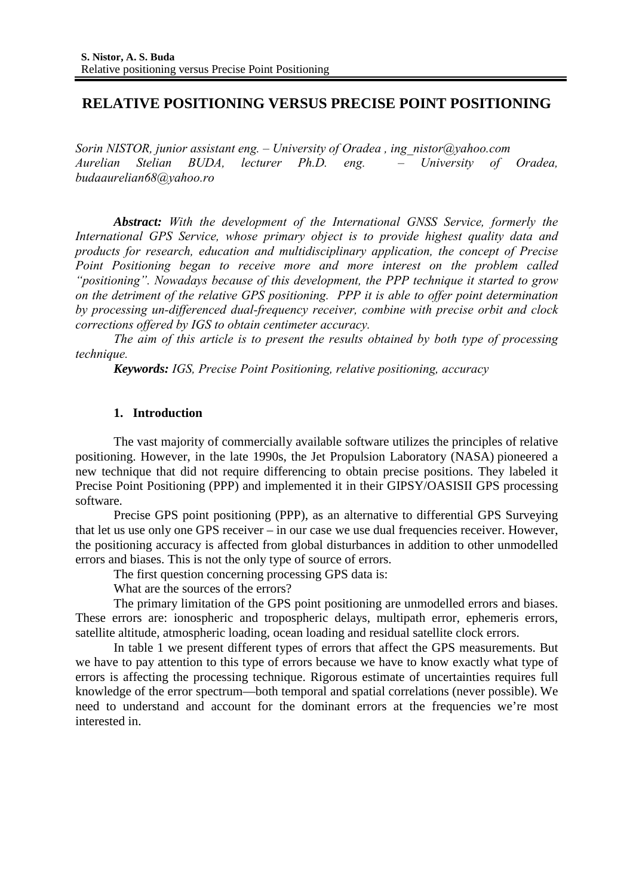# RELATIVE POSITIONING VERSUS PRECISE POINT POSITIONING

*Sorin NISTOR, junior assistant eng. – University of Oradea , ing_nistor@yahoo.com*
*Aurelian Stelian BUDA, lecturer Ph.D. eng. – University of Oradea, budaaurelian68@yahoo.ro*

***Abstract:*** *With the development of the International GNSS Service, formerly the International GPS Service, whose primary object is to provide highest quality data and products for research, education and multidisciplinary application, the concept of Precise Point Positioning began to receive more and more interest on the problem called "positioning". Nowadays because of this development, the PPP technique it started to grow on the detriment of the relative GPS positioning. PPP it is able to offer point determination by processing un-differenced dual-frequency receiver, combine with precise orbit and clock corrections offered by IGS to obtain centimeter accuracy.*

*The aim of this article is to present the results obtained by both type of processing technique.*

***Keywords:*** *IGS, Precise Point Positioning, relative positioning, accuracy*

## 1. Introduction

The vast majority of commercially available software utilizes the principles of relative positioning. However, in the late 1990s, the Jet Propulsion Laboratory (NASA) pioneered a new technique that did not require differencing to obtain precise positions. They labeled it Precise Point Positioning (PPP) and implemented it in their GIPSY/OASISII GPS processing software.

Precise GPS point positioning (PPP), as an alternative to differential GPS Surveying that let us use only one GPS receiver – in our case we use dual frequencies receiver. However, the positioning accuracy is affected from global disturbances in addition to other unmodelled errors and biases. This is not the only type of source of errors.

The first question concerning processing GPS data is:

What are the sources of the errors?

The primary limitation of the GPS point positioning are unmodelled errors and biases. These errors are: ionospheric and tropospheric delays, multipath error, ephemeris errors, satellite altitude, atmospheric loading, ocean loading and residual satellite clock errors.

In table 1 we present different types of errors that affect the GPS measurements. But we have to pay attention to this type of errors because we have to know exactly what type of errors is affecting the processing technique. Rigorous estimate of uncertainties requires full knowledge of the error spectrum—both temporal and spatial correlations (never possible). We need to understand and account for the dominant errors at the frequencies we're most interested in.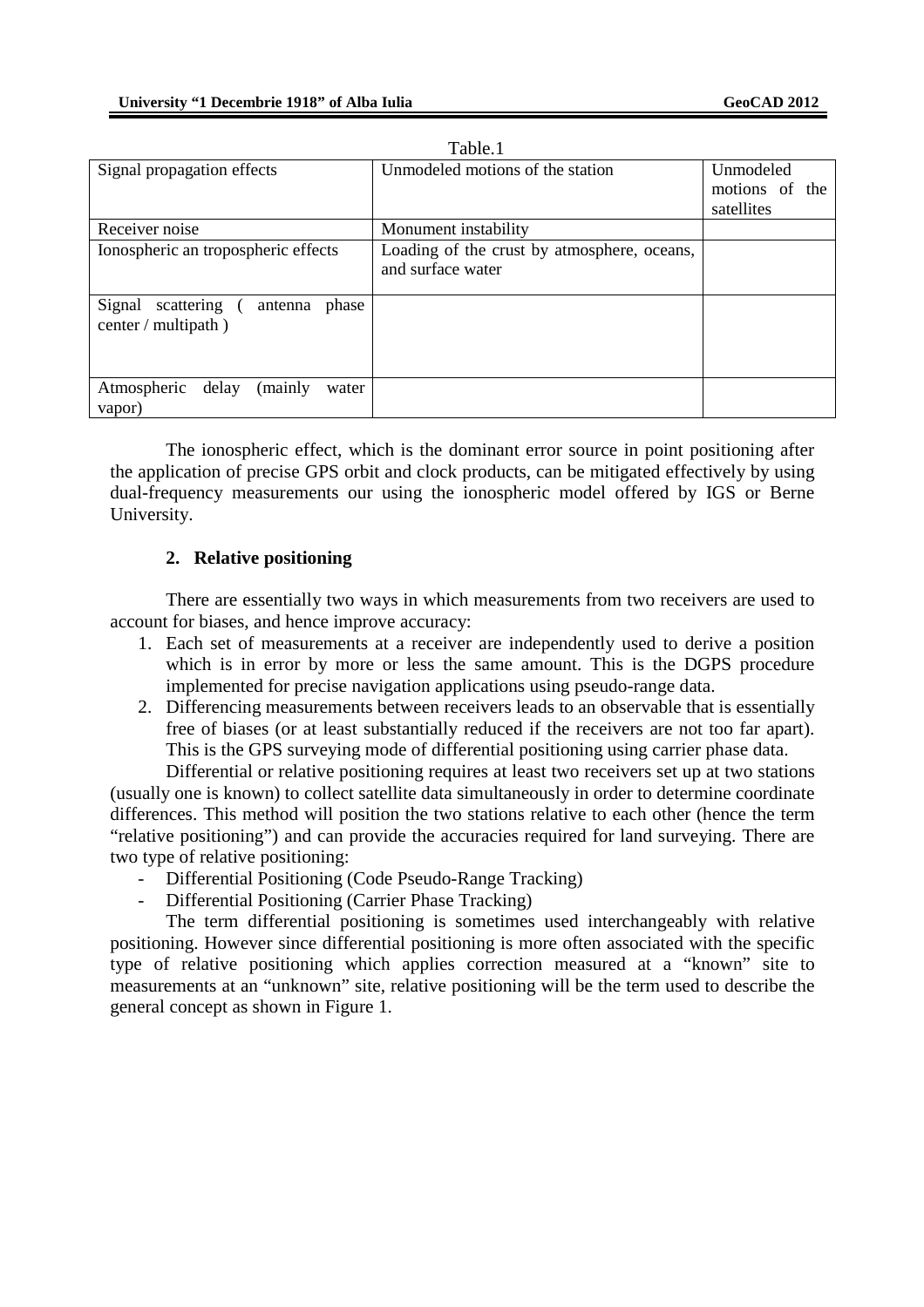Table.1

| | | |
|---|---|---|
| Signal propagation effects | Unmodeled motions of the station | Unmodeled motions of the satellites |
| Receiver noise | Monument instability | |
| Ionospheric an tropospheric effects | Loading of the crust by atmosphere, oceans, and surface water | |
| Signal scattering ( antenna phase center / multipath ) | | |
| Atmospheric delay (mainly water vapor) | | |

The ionospheric effect, which is the dominant error source in point positioning after the application of precise GPS orbit and clock products, can be mitigated effectively by using dual-frequency measurements our using the ionospheric model offered by IGS or Berne University.

## 2. Relative positioning

There are essentially two ways in which measurements from two receivers are used to account for biases, and hence improve accuracy:

1. Each set of measurements at a receiver are independently used to derive a position which is in error by more or less the same amount. This is the DGPS procedure implemented for precise navigation applications using pseudo-range data.
2. Differencing measurements between receivers leads to an observable that is essentially free of biases (or at least substantially reduced if the receivers are not too far apart). This is the GPS surveying mode of differential positioning using carrier phase data.

Differential or relative positioning requires at least two receivers set up at two stations (usually one is known) to collect satellite data simultaneously in order to determine coordinate differences. This method will position the two stations relative to each other (hence the term "relative positioning") and can provide the accuracies required for land surveying. There are two type of relative positioning:

- Differential Positioning (Code Pseudo-Range Tracking)
- Differential Positioning (Carrier Phase Tracking)

The term differential positioning is sometimes used interchangeably with relative positioning. However since differential positioning is more often associated with the specific type of relative positioning which applies correction measured at a "known" site to measurements at an "unknown" site, relative positioning will be the term used to describe the general concept as shown in Figure 1.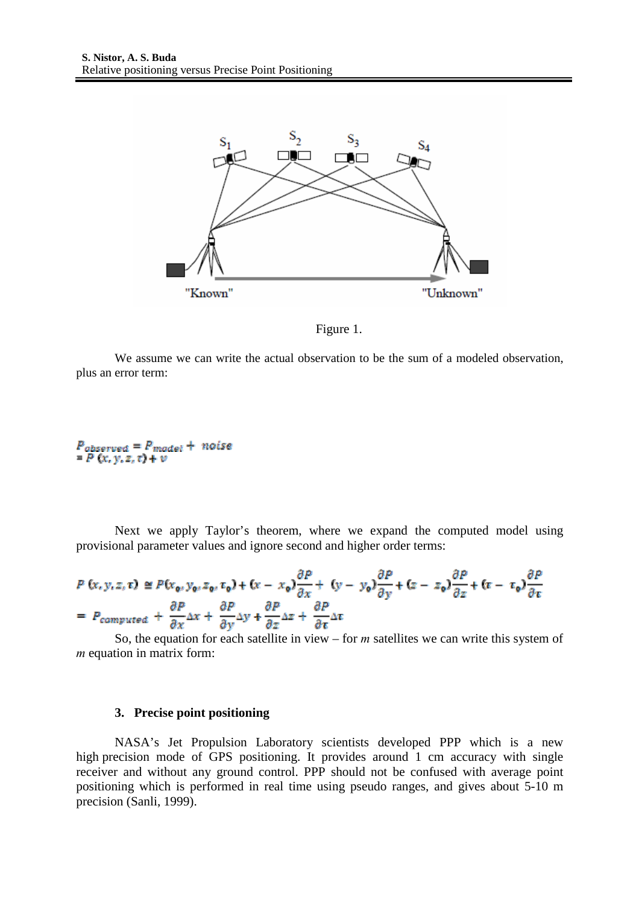S1 S2 S3 S4

"Known" "Unknown"

Figure 1.

We assume we can write the actual observation to be the sum of a modeled observation, plus an error term:

$$P_{observed} = P_{model} + noise$$
$$= P(x, y, z, \tau) + v$$

Next we apply Taylor's theorem, where we expand the computed model using provisional parameter values and ignore second and higher order terms:

$$P(x, y, z, \tau) \cong P(x_0, y_0, z_0, \tau_0) + (x - x_0)\frac{\partial P}{\partial x} + (y - y_0)\frac{\partial P}{\partial y} + (z - z_0)\frac{\partial P}{\partial z} + (\tau - \tau_0)\frac{\partial P}{\partial \tau}$$
$$= P_{computed} + \frac{\partial P}{\partial x}\Delta x + \frac{\partial P}{\partial y}\Delta y + \frac{\partial P}{\partial z}\Delta z + \frac{\partial P}{\partial \tau}\Delta \tau$$

So, the equation for each satellite in view – for *m* satellites we can write this system of *m* equation in matrix form:

## 3. Precise point positioning

NASA's Jet Propulsion Laboratory scientists developed PPP which is a new high precision mode of GPS positioning. It provides around 1 cm accuracy with single receiver and without any ground control. PPP should not be confused with average point positioning which is performed in real time using pseudo ranges, and gives about 5-10 m precision (Sanli, 1999).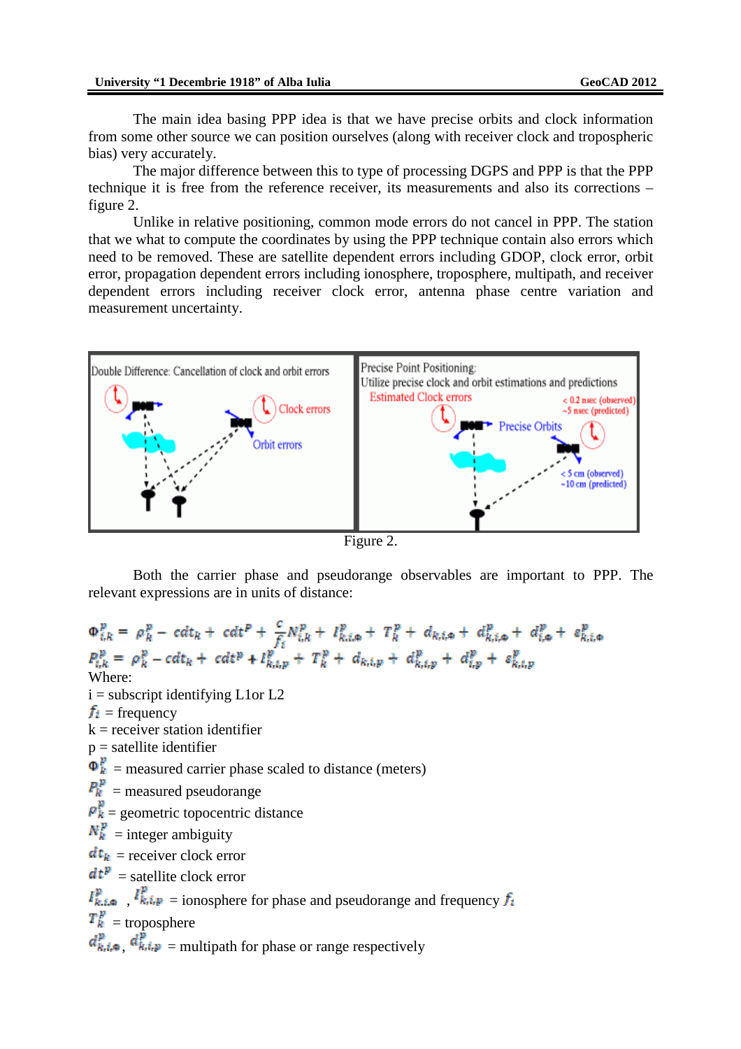The main idea basing PPP idea is that we have precise orbits and clock information from some other source we can position ourselves (along with receiver clock and tropospheric bias) very accurately.

The major difference between this to type of processing DGPS and PPP is that the PPP technique it is free from the reference receiver, its measurements and also its corrections – figure 2.

Unlike in relative positioning, common mode errors do not cancel in PPP. The station that we what to compute the coordinates by using the PPP technique contain also errors which need to be removed. These are satellite dependent errors including GDOP, clock error, orbit error, propagation dependent errors including ionosphere, troposphere, multipath, and receiver dependent errors including receiver clock error, antenna phase centre variation and measurement uncertainty.

Double Difference: Cancellation of clock and orbit errors

Clock errors

Orbit errors

Precise Point Positioning:
Utilize precise clock and orbit estimations and predictions

Estimated Clock errors

< 0.2 nsec (observed)
~5 nsec (predicted)

Precise Orbits

< 5 cm (observed)
~10 cm (predicted)

Figure 2.

Both the carrier phase and pseudorange observables are important to PPP. The relevant expressions are in units of distance:

$$\Phi_{i,k}^{p} = \rho_{k}^{p} - cdt_{k} + cdt^{p} + \frac{c}{f_i}N_{i,k}^{p} + I_{k,i,\Phi}^{p} + T_{k}^{p} + d_{k,i,\Phi} + d_{k,i,\Phi}^{p} + d_{i,\Phi}^{p} + \varepsilon_{k,i,\Phi}^{p}$$

$$P_{i,k}^{p} = \rho_{k}^{p} - cdt_{k} + cdt^{p} + I_{k,i,p}^{p} + T_{k}^{p} + d_{k,i,p} + d_{k,i,p}^{p} + d_{i,p}^{p} + \varepsilon_{k,i,p}^{p}$$

Where:

i = subscript identifying L1or L2

$f_i$ = frequency

k = receiver station identifier

p = satellite identifier

$\Phi_{k}^{p}$ = measured carrier phase scaled to distance (meters)

$P_{k}^{p}$ = measured pseudorange

$\rho_{k}^{p}$ = geometric topocentric distance

$N_{k}^{p}$ = integer ambiguity

$dt_{k}$ = receiver clock error

$dt^{p}$ = satellite clock error

$I_{k,i,\Phi}^{p}$ , $I_{k,i,p}^{p}$ = ionosphere for phase and pseudorange and frequency $f_i$

$T_{k}^{p}$ = troposphere

$d_{k,i,\Phi}^{p}$, $d_{k,i,p}^{p}$ = multipath for phase or range respectively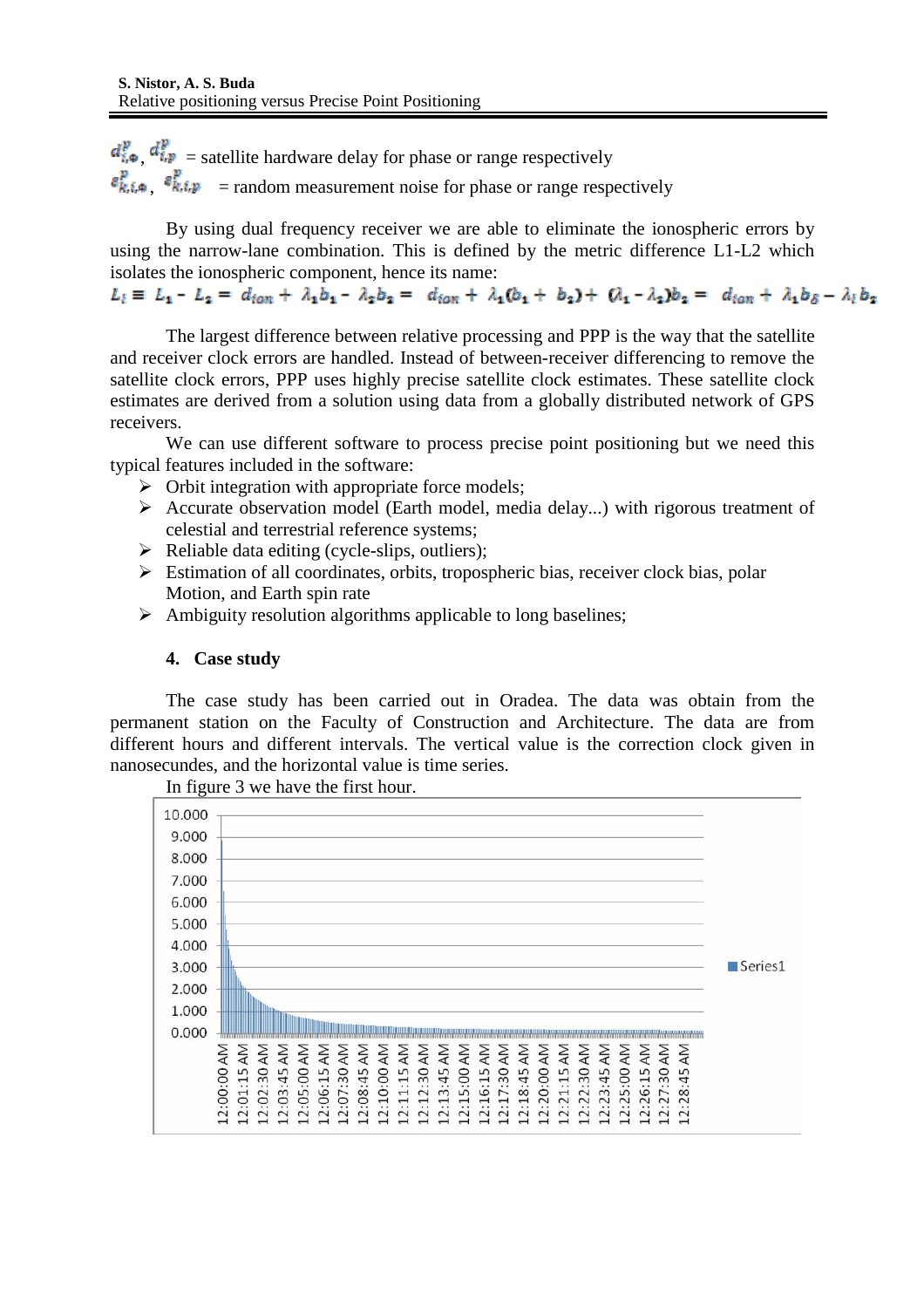$d^p_{i,\Phi}$, $d^p_{i,p}$ = satellite hardware delay for phase or range respectively

$\varepsilon^p_{k,i,\Phi}$, $\varepsilon^p_{k,i,p}$ = random measurement noise for phase or range respectively

By using dual frequency receiver we are able to eliminate the ionospheric errors by using the narrow-lane combination. This is defined by the metric difference L1-L2 which isolates the ionospheric component, hence its name:

$$L_I \equiv L_1 - L_2 = d_{ion} + \lambda_1 b_1 - \lambda_2 b_2 = d_{ion} + \lambda_1(b_1 + b_2) + (\lambda_1 - \lambda_2) b_2 = d_{ion} + \lambda_1 b_\delta - \lambda_I b_2$$

The largest difference between relative processing and PPP is the way that the satellite and receiver clock errors are handled. Instead of between-receiver differencing to remove the satellite clock errors, PPP uses highly precise satellite clock estimates. These satellite clock estimates are derived from a solution using data from a globally distributed network of GPS receivers.

We can use different software to process precise point positioning but we need this typical features included in the software:

- Orbit integration with appropriate force models;
- Accurate observation model (Earth model, media delay...) with rigorous treatment of celestial and terrestrial reference systems;
- Reliable data editing (cycle-slips, outliers);
- Estimation of all coordinates, orbits, tropospheric bias, receiver clock bias, polar Motion, and Earth spin rate
- Ambiguity resolution algorithms applicable to long baselines;

## 4. Case study

The case study has been carried out in Oradea. The data was obtain from the permanent station on the Faculty of Construction and Architecture. The data are from different hours and different intervals. The vertical value is the correction clock given in nanosecundes, and the horizontal value is time series.

In figure 3 we have the first hour.

10.000
9.000
8.000
7.000
6.000
5.000
4.000
3.000
2.000
1.000
0.000

12:00:00 AM
12:01:15 AM
12:02:30 AM
12:03:45 AM
12:05:00 AM
12:06:15 AM
12:07:30 AM
12:08:45 AM
12:10:00 AM
12:11:15 AM
12:12:30 AM
12:13:45 AM
12:15:00 AM
12:16:15 AM
12:17:30 AM
12:18:45 AM
12:20:00 AM
12:21:15 AM
12:22:30 AM
12:23:45 AM
12:25:00 AM
12:26:15 AM
12:27:30 AM
12:28:45 AM

Series1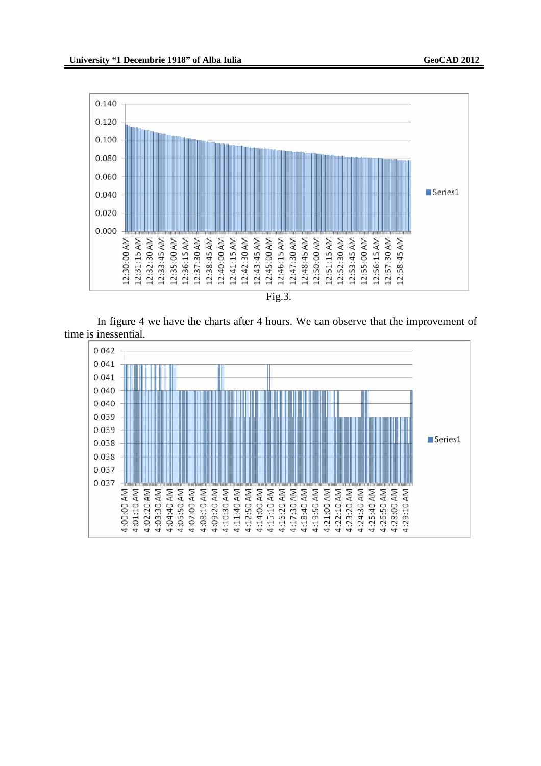0.140
0.120
0.100
0.080
0.060
0.040
0.020
0.000

12:30:00 AM
12:31:15 AM
12:32:30 AM
12:33:45 AM
12:35:00 AM
12:36:15 AM
12:37:30 AM
12:38:45 AM
12:40:00 AM
12:41:15 AM
12:42:30 AM
12:43:45 AM
12:45:00 AM
12:46:15 AM
12:47:30 AM
12:48:45 AM
12:50:00 AM
12:51:15 AM
12:52:30 AM
12:53:45 AM
12:55:00 AM
12:56:15 AM
12:57:30 AM
12:58:45 AM

Series1

Fig.3.

In figure 4 we have the charts after 4 hours. We can observe that the improvement of time is inessential.

0.042
0.041
0.041
0.040
0.040
0.039
0.039
0.038
0.038
0.037
0.037

4:00:00 AM
4:01:10 AM
4:02:20 AM
4:03:30 AM
4:04:40 AM
4:05:50 AM
4:07:00 AM
4:08:10 AM
4:09:20 AM
4:10:30 AM
4:11:40 AM
4:12:50 AM
4:14:00 AM
4:15:10 AM
4:16:20 AM
4:17:30 AM
4:18:40 AM
4:19:50 AM
4:21:00 AM
4:22:10 AM
4:23:20 AM
4:24:30 AM
4:25:40 AM
4:26:50 AM
4:28:00 AM
4:29:10 AM

Series1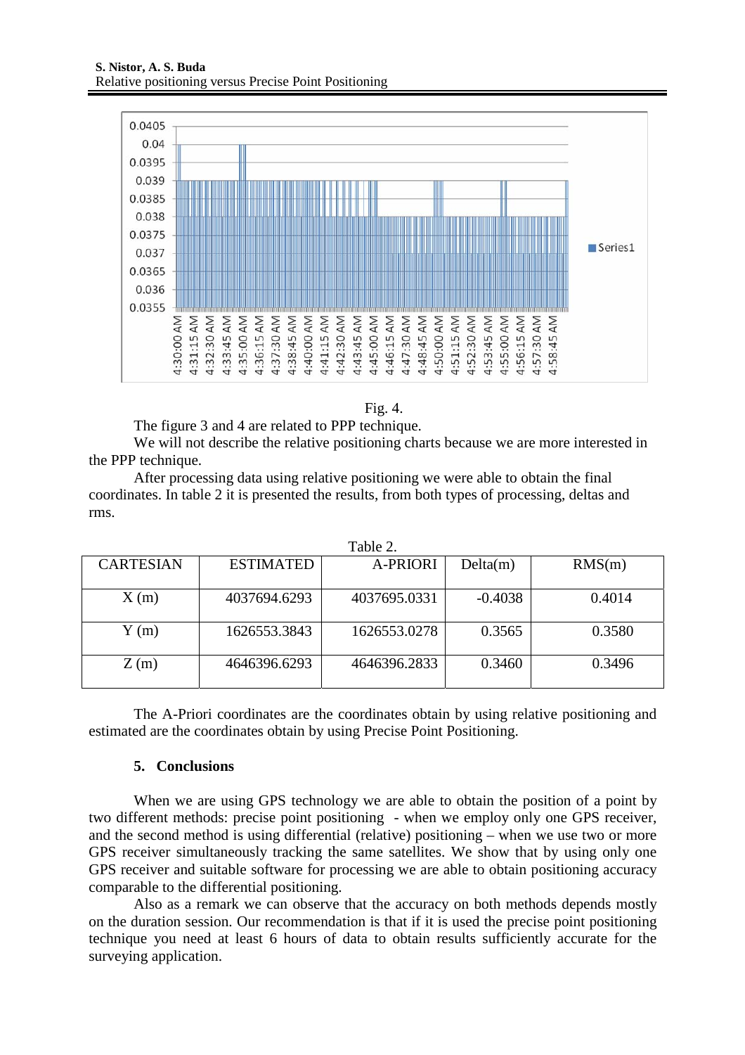0.0405
0.04
0.0395
0.039
0.0385
0.038
0.0375
0.037
0.0365
0.036
0.0355

4:30:00 AM
4:31:15 AM
4:32:30 AM
4:33:45 AM
4:35:00 AM
4:36:15 AM
4:37:30 AM
4:38:45 AM
4:40:00 AM
4:41:15 AM
4:42:30 AM
4:43:45 AM
4:45:00 AM
4:46:15 AM
4:47:30 AM
4:48:45 AM
4:50:00 AM
4:51:15 AM
4:52:30 AM
4:53:45 AM
4:55:00 AM
4:56:15 AM
4:57:30 AM
4:58:45 AM

Series1

Fig. 4.

The figure 3 and 4 are related to PPP technique.

We will not describe the relative positioning charts because we are more interested in the PPP technique.

After processing data using relative positioning we were able to obtain the final coordinates. In table 2 it is presented the results, from both types of processing, deltas and rms.

Table 2.

| CARTESIAN | ESTIMATED | A-PRIORI | Delta(m) | RMS(m) |
|---|---|---|---|---|
| X (m) | 4037694.6293 | 4037695.0331 | -0.4038 | 0.4014 |
| Y (m) | 1626553.3843 | 1626553.0278 | 0.3565 | 0.3580 |
| Z (m) | 4646396.6293 | 4646396.2833 | 0.3460 | 0.3496 |

The A-Priori coordinates are the coordinates obtain by using relative positioning and estimated are the coordinates obtain by using Precise Point Positioning.

## 5. Conclusions

When we are using GPS technology we are able to obtain the position of a point by two different methods: precise point positioning - when we employ only one GPS receiver, and the second method is using differential (relative) positioning – when we use two or more GPS receiver simultaneously tracking the same satellites. We show that by using only one GPS receiver and suitable software for processing we are able to obtain positioning accuracy comparable to the differential positioning.

Also as a remark we can observe that the accuracy on both methods depends mostly on the duration session. Our recommendation is that if it is used the precise point positioning technique you need at least 6 hours of data to obtain results sufficiently accurate for the surveying application.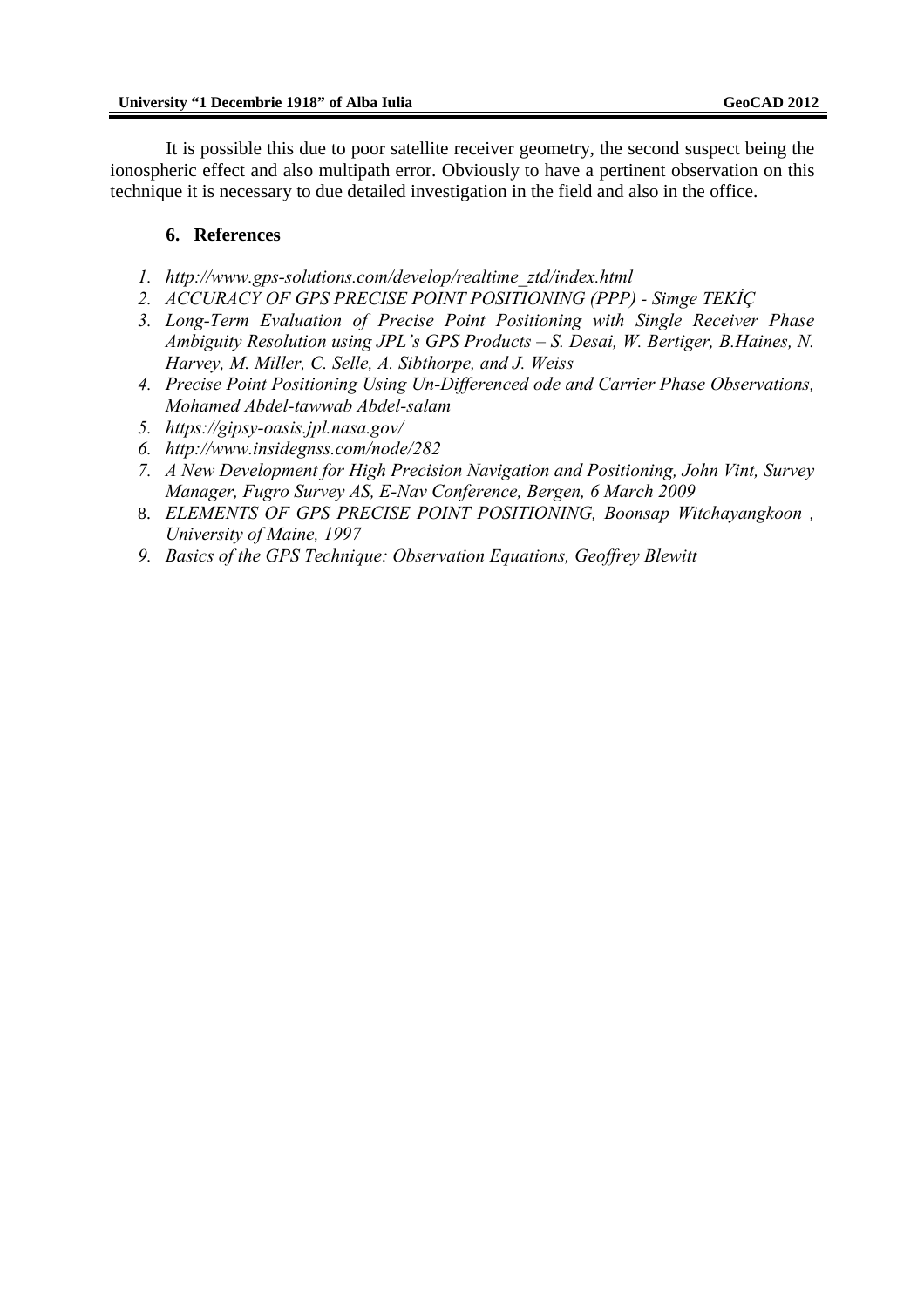It is possible this due to poor satellite receiver geometry, the second suspect being the ionospheric effect and also multipath error. Obviously to have a pertinent observation on this technique it is necessary to due detailed investigation in the field and also in the office.

## 6. References

1. *http://www.gps-solutions.com/develop/realtime_ztd/index.html*
2. *ACCURACY OF GPS PRECISE POINT POSITIONING (PPP) - Simge TEKİÇ*
3. *Long-Term Evaluation of Precise Point Positioning with Single Receiver Phase Ambiguity Resolution using JPL's GPS Products – S. Desai, W. Bertiger, B.Haines, N. Harvey, M. Miller, C. Selle, A. Sibthorpe, and J. Weiss*
4. *Precise Point Positioning Using Un-Differenced ode and Carrier Phase Observations, Mohamed Abdel-tawwab Abdel-salam*
5. *https://gipsy-oasis.jpl.nasa.gov/*
6. *http://www.insidegnss.com/node/282*
7. *A New Development for High Precision Navigation and Positioning, John Vint, Survey Manager, Fugro Survey AS, E-Nav Conference, Bergen, 6 March 2009*
8. *ELEMENTS OF GPS PRECISE POINT POSITIONING, Boonsap Witchayangkoon , University of Maine, 1997*
9. *Basics of the GPS Technique: Observation Equations, Geoffrey Blewitt*